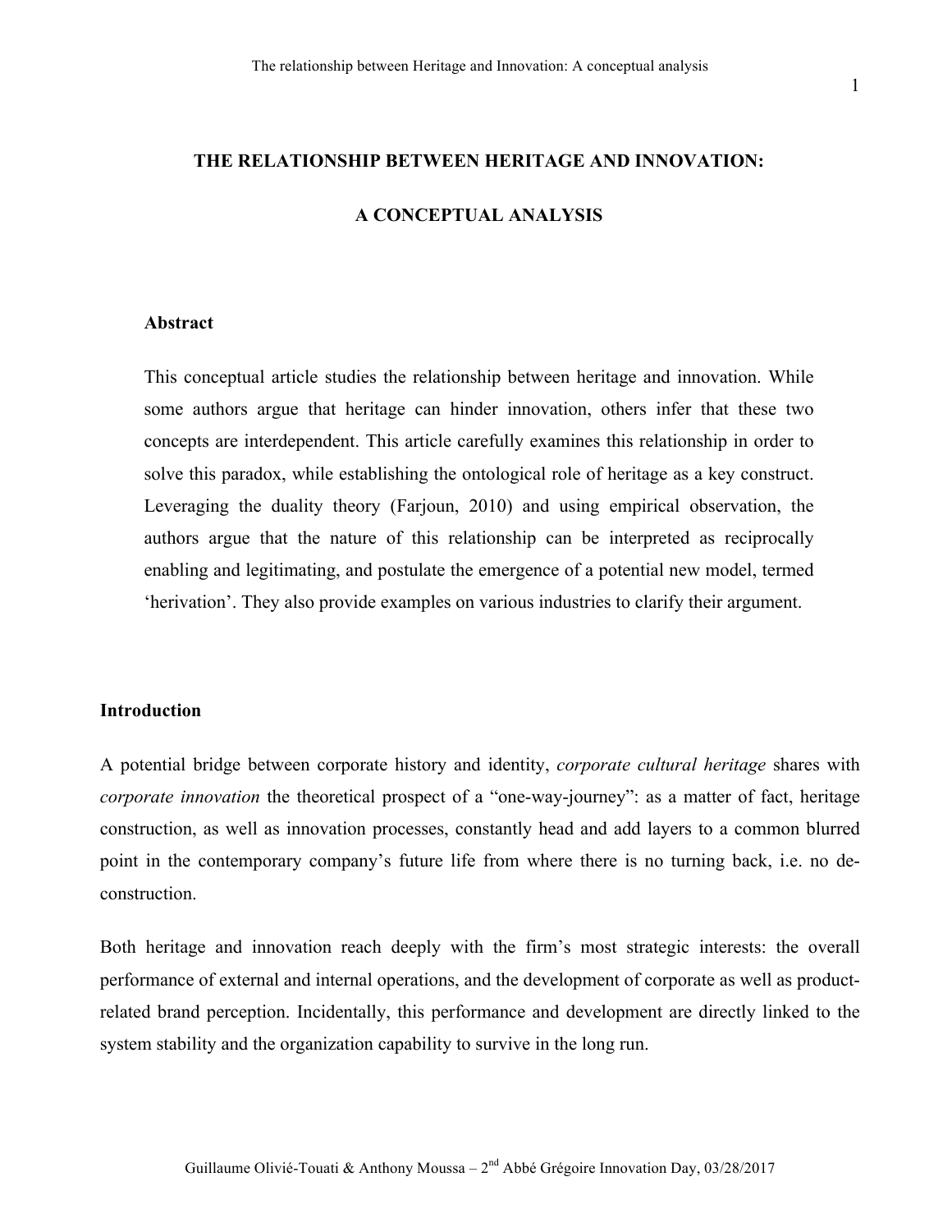# THE RELATIONSHIP BETWEEN HERITAGE AND INNOVATION:

# A CONCEPTUAL ANALYSIS

## Abstract

This conceptual article studies the relationship between heritage and innovation. While some authors argue that heritage can hinder innovation, others infer that these two concepts are interdependent. This article carefully examines this relationship in order to solve this paradox, while establishing the ontological role of heritage as a key construct. Leveraging the duality theory (Farjoun, 2010) and using empirical observation, the authors argue that the nature of this relationship can be interpreted as reciprocally enabling and legitimating, and postulate the emergence of a potential new model, termed 'herivation'. They also provide examples on various industries to clarify their argument.

## Introduction

A potential bridge between corporate history and identity, *corporate cultural heritage* shares with *corporate innovation* the theoretical prospect of a "one-way-journey": as a matter of fact, heritage construction, as well as innovation processes, constantly head and add layers to a common blurred point in the contemporary company's future life from where there is no turning back, i.e. no de-construction.

Both heritage and innovation reach deeply with the firm's most strategic interests: the overall performance of external and internal operations, and the development of corporate as well as product-related brand perception. Incidentally, this performance and development are directly linked to the system stability and the organization capability to survive in the long run.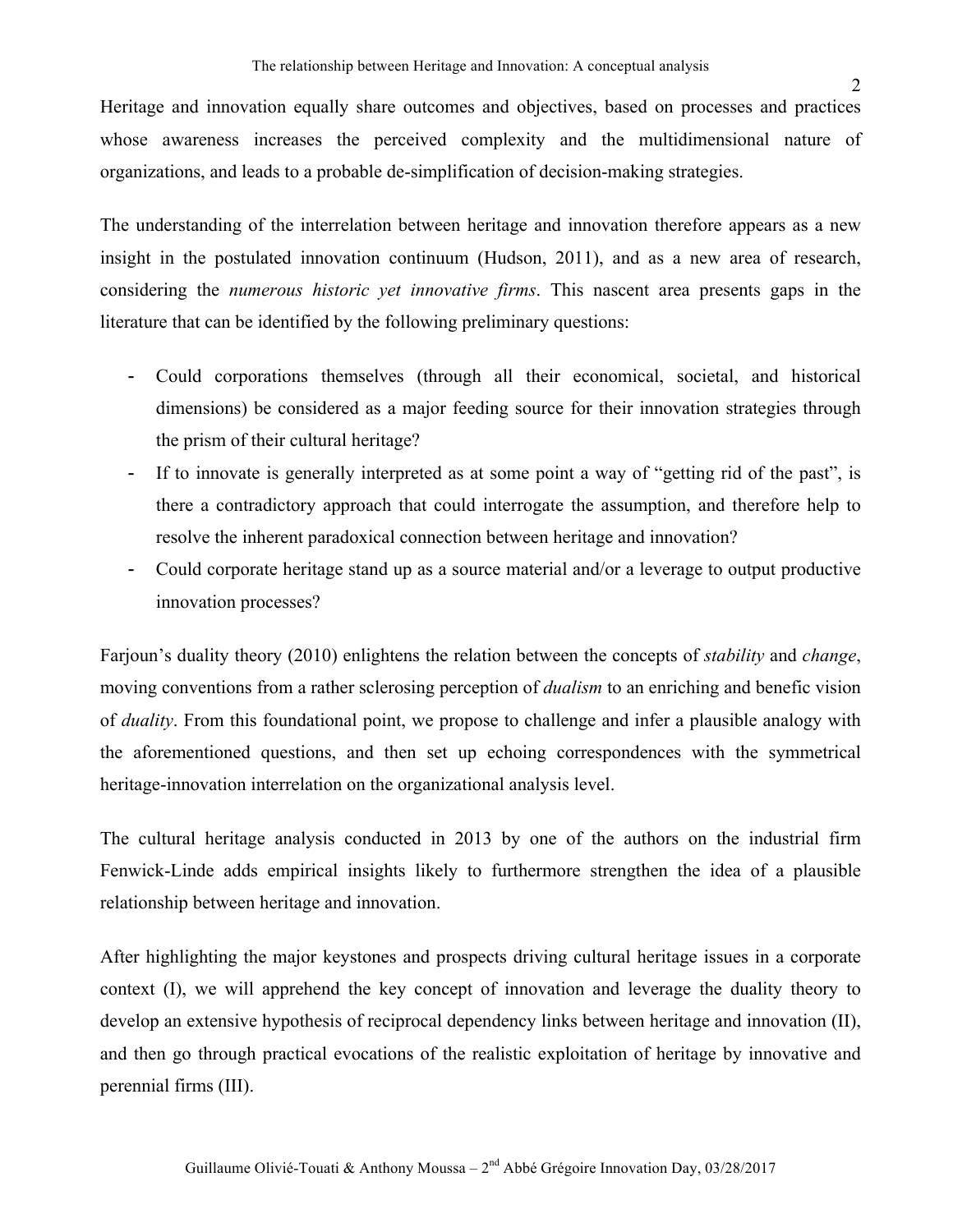Heritage and innovation equally share outcomes and objectives, based on processes and practices whose awareness increases the perceived complexity and the multidimensional nature of organizations, and leads to a probable de-simplification of decision-making strategies.

The understanding of the interrelation between heritage and innovation therefore appears as a new insight in the postulated innovation continuum (Hudson, 2011), and as a new area of research, considering the *numerous historic yet innovative firms*. This nascent area presents gaps in the literature that can be identified by the following preliminary questions:

- Could corporations themselves (through all their economical, societal, and historical dimensions) be considered as a major feeding source for their innovation strategies through the prism of their cultural heritage?
- If to innovate is generally interpreted as at some point a way of "getting rid of the past", is there a contradictory approach that could interrogate the assumption, and therefore help to resolve the inherent paradoxical connection between heritage and innovation?
- Could corporate heritage stand up as a source material and/or a leverage to output productive innovation processes?

Farjoun's duality theory (2010) enlightens the relation between the concepts of *stability* and *change*, moving conventions from a rather sclerosing perception of *dualism* to an enriching and benefic vision of *duality*. From this foundational point, we propose to challenge and infer a plausible analogy with the aforementioned questions, and then set up echoing correspondences with the symmetrical heritage-innovation interrelation on the organizational analysis level.

The cultural heritage analysis conducted in 2013 by one of the authors on the industrial firm Fenwick-Linde adds empirical insights likely to furthermore strengthen the idea of a plausible relationship between heritage and innovation.

After highlighting the major keystones and prospects driving cultural heritage issues in a corporate context (I), we will apprehend the key concept of innovation and leverage the duality theory to develop an extensive hypothesis of reciprocal dependency links between heritage and innovation (II), and then go through practical evocations of the realistic exploitation of heritage by innovative and perennial firms (III).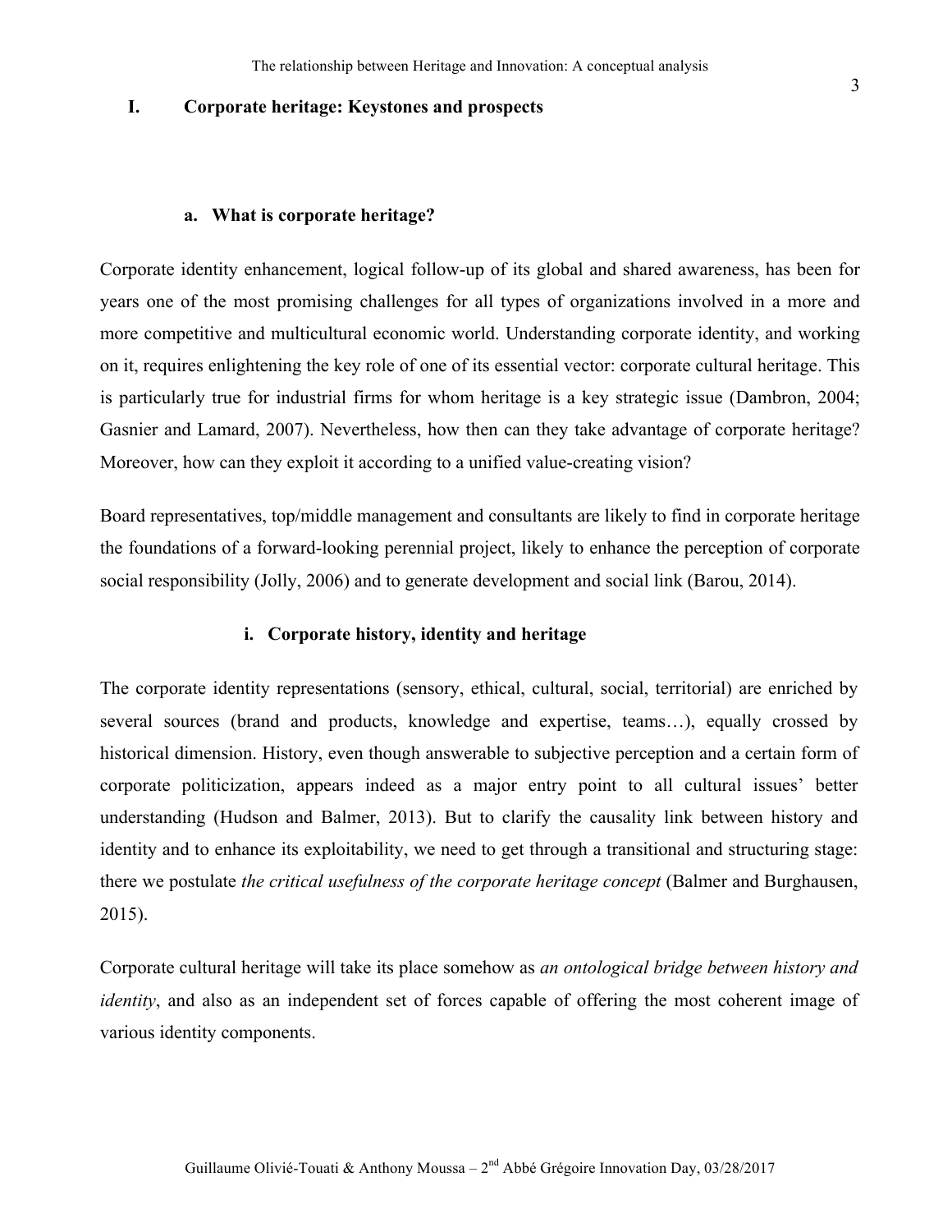# I. Corporate heritage: Keystones and prospects

## a. What is corporate heritage?

Corporate identity enhancement, logical follow-up of its global and shared awareness, has been for years one of the most promising challenges for all types of organizations involved in a more and more competitive and multicultural economic world. Understanding corporate identity, and working on it, requires enlightening the key role of one of its essential vector: corporate cultural heritage. This is particularly true for industrial firms for whom heritage is a key strategic issue (Dambron, 2004; Gasnier and Lamard, 2007). Nevertheless, how then can they take advantage of corporate heritage? Moreover, how can they exploit it according to a unified value-creating vision?

Board representatives, top/middle management and consultants are likely to find in corporate heritage the foundations of a forward-looking perennial project, likely to enhance the perception of corporate social responsibility (Jolly, 2006) and to generate development and social link (Barou, 2014).

### i. Corporate history, identity and heritage

The corporate identity representations (sensory, ethical, cultural, social, territorial) are enriched by several sources (brand and products, knowledge and expertise, teams…), equally crossed by historical dimension. History, even though answerable to subjective perception and a certain form of corporate politicization, appears indeed as a major entry point to all cultural issues' better understanding (Hudson and Balmer, 2013). But to clarify the causality link between history and identity and to enhance its exploitability, we need to get through a transitional and structuring stage: there we postulate *the critical usefulness of the corporate heritage concept* (Balmer and Burghausen, 2015).

Corporate cultural heritage will take its place somehow as *an ontological bridge between history and identity*, and also as an independent set of forces capable of offering the most coherent image of various identity components.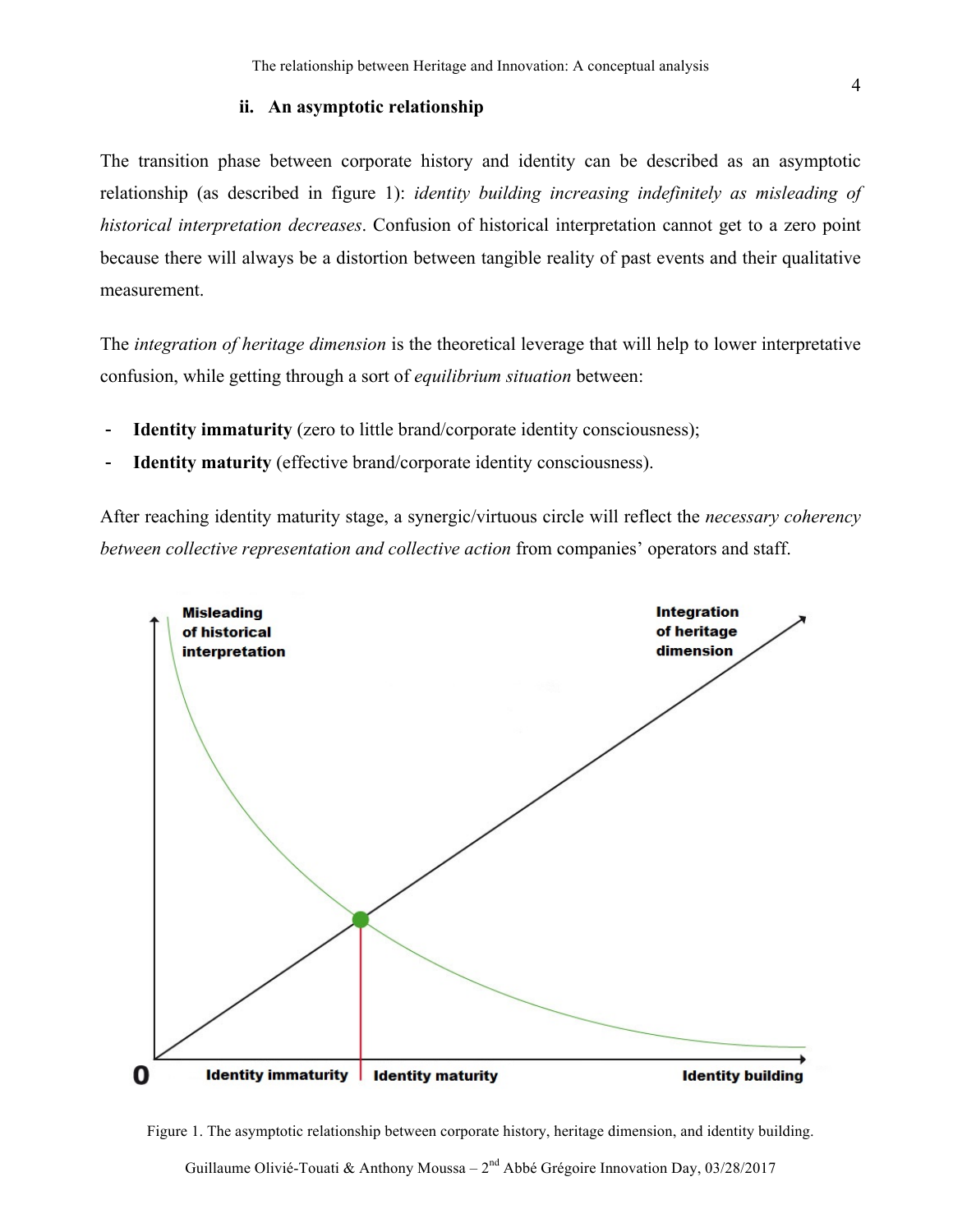### ii. An asymptotic relationship

The transition phase between corporate history and identity can be described as an asymptotic relationship (as described in figure 1): *identity building increasing indefinitely as misleading of historical interpretation decreases*. Confusion of historical interpretation cannot get to a zero point because there will always be a distortion between tangible reality of past events and their qualitative measurement.

The *integration of heritage dimension* is the theoretical leverage that will help to lower interpretative confusion, while getting through a sort of *equilibrium situation* between:

- **Identity immaturity** (zero to little brand/corporate identity consciousness);
- **Identity maturity** (effective brand/corporate identity consciousness).

After reaching identity maturity stage, a synergic/virtuous circle will reflect the *necessary coherency between collective representation and collective action* from companies' operators and staff.

Misleading of historical interpretation

Integration of heritage dimension

0

Identity immaturity

Identity maturity

Identity building

Figure 1. The asymptotic relationship between corporate history, heritage dimension, and identity building.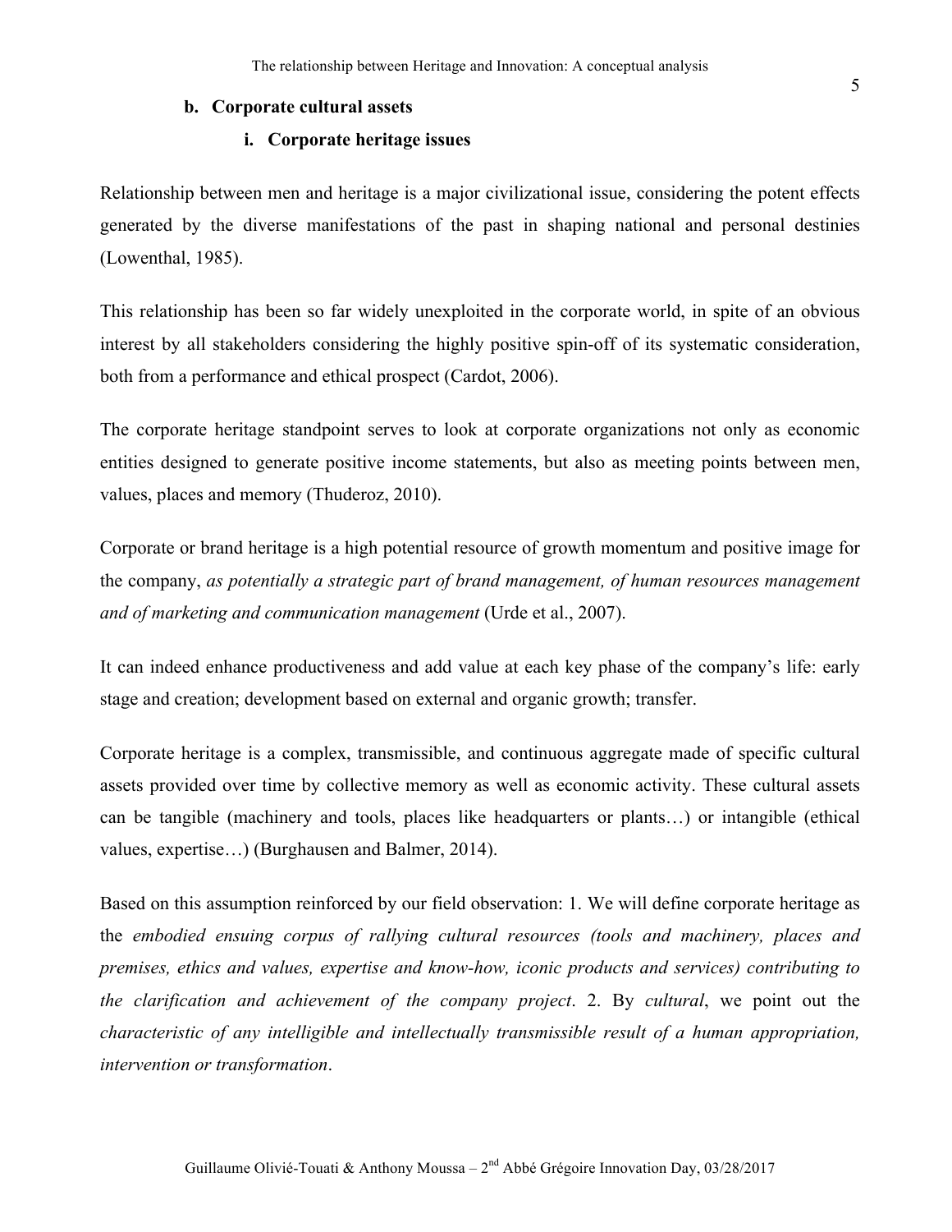### b. Corporate cultural assets

#### i. Corporate heritage issues

Relationship between men and heritage is a major civilizational issue, considering the potent effects generated by the diverse manifestations of the past in shaping national and personal destinies (Lowenthal, 1985).

This relationship has been so far widely unexploited in the corporate world, in spite of an obvious interest by all stakeholders considering the highly positive spin-off of its systematic consideration, both from a performance and ethical prospect (Cardot, 2006).

The corporate heritage standpoint serves to look at corporate organizations not only as economic entities designed to generate positive income statements, but also as meeting points between men, values, places and memory (Thuderoz, 2010).

Corporate or brand heritage is a high potential resource of growth momentum and positive image for the company, *as potentially a strategic part of brand management, of human resources management and of marketing and communication management* (Urde et al., 2007).

It can indeed enhance productiveness and add value at each key phase of the company's life: early stage and creation; development based on external and organic growth; transfer.

Corporate heritage is a complex, transmissible, and continuous aggregate made of specific cultural assets provided over time by collective memory as well as economic activity. These cultural assets can be tangible (machinery and tools, places like headquarters or plants…) or intangible (ethical values, expertise…) (Burghausen and Balmer, 2014).

Based on this assumption reinforced by our field observation: 1. We will define corporate heritage as the *embodied ensuing corpus of rallying cultural resources (tools and machinery, places and premises, ethics and values, expertise and know-how, iconic products and services) contributing to the clarification and achievement of the company project*. 2. By *cultural*, we point out the *characteristic of any intelligible and intellectually transmissible result of a human appropriation, intervention or transformation*.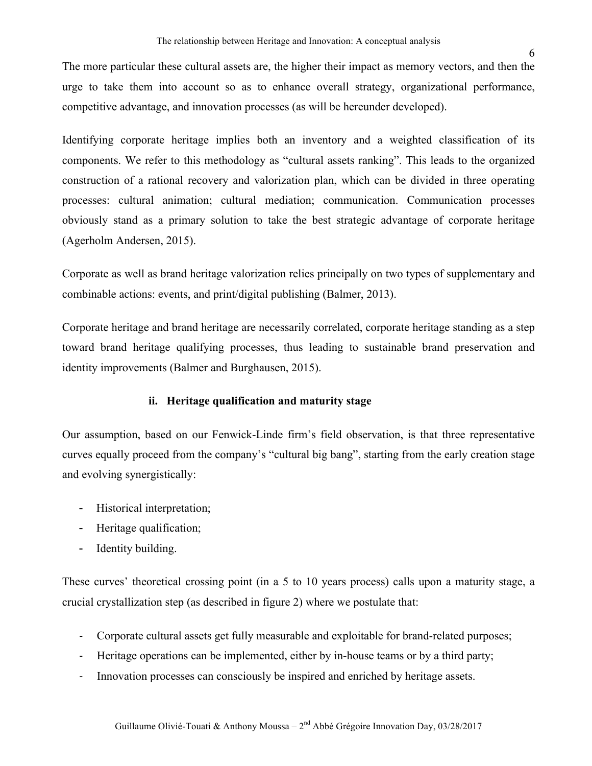The more particular these cultural assets are, the higher their impact as memory vectors, and then the urge to take them into account so as to enhance overall strategy, organizational performance, competitive advantage, and innovation processes (as will be hereunder developed).

Identifying corporate heritage implies both an inventory and a weighted classification of its components. We refer to this methodology as "cultural assets ranking". This leads to the organized construction of a rational recovery and valorization plan, which can be divided in three operating processes: cultural animation; cultural mediation; communication. Communication processes obviously stand as a primary solution to take the best strategic advantage of corporate heritage (Agerholm Andersen, 2015).

Corporate as well as brand heritage valorization relies principally on two types of supplementary and combinable actions: events, and print/digital publishing (Balmer, 2013).

Corporate heritage and brand heritage are necessarily correlated, corporate heritage standing as a step toward brand heritage qualifying processes, thus leading to sustainable brand preservation and identity improvements (Balmer and Burghausen, 2015).

### ii. Heritage qualification and maturity stage

Our assumption, based on our Fenwick-Linde firm's field observation, is that three representative curves equally proceed from the company's "cultural big bang", starting from the early creation stage and evolving synergistically:

- Historical interpretation;
- Heritage qualification;
- Identity building.

These curves' theoretical crossing point (in a 5 to 10 years process) calls upon a maturity stage, a crucial crystallization step (as described in figure 2) where we postulate that:

- Corporate cultural assets get fully measurable and exploitable for brand-related purposes;
- Heritage operations can be implemented, either by in-house teams or by a third party;
- Innovation processes can consciously be inspired and enriched by heritage assets.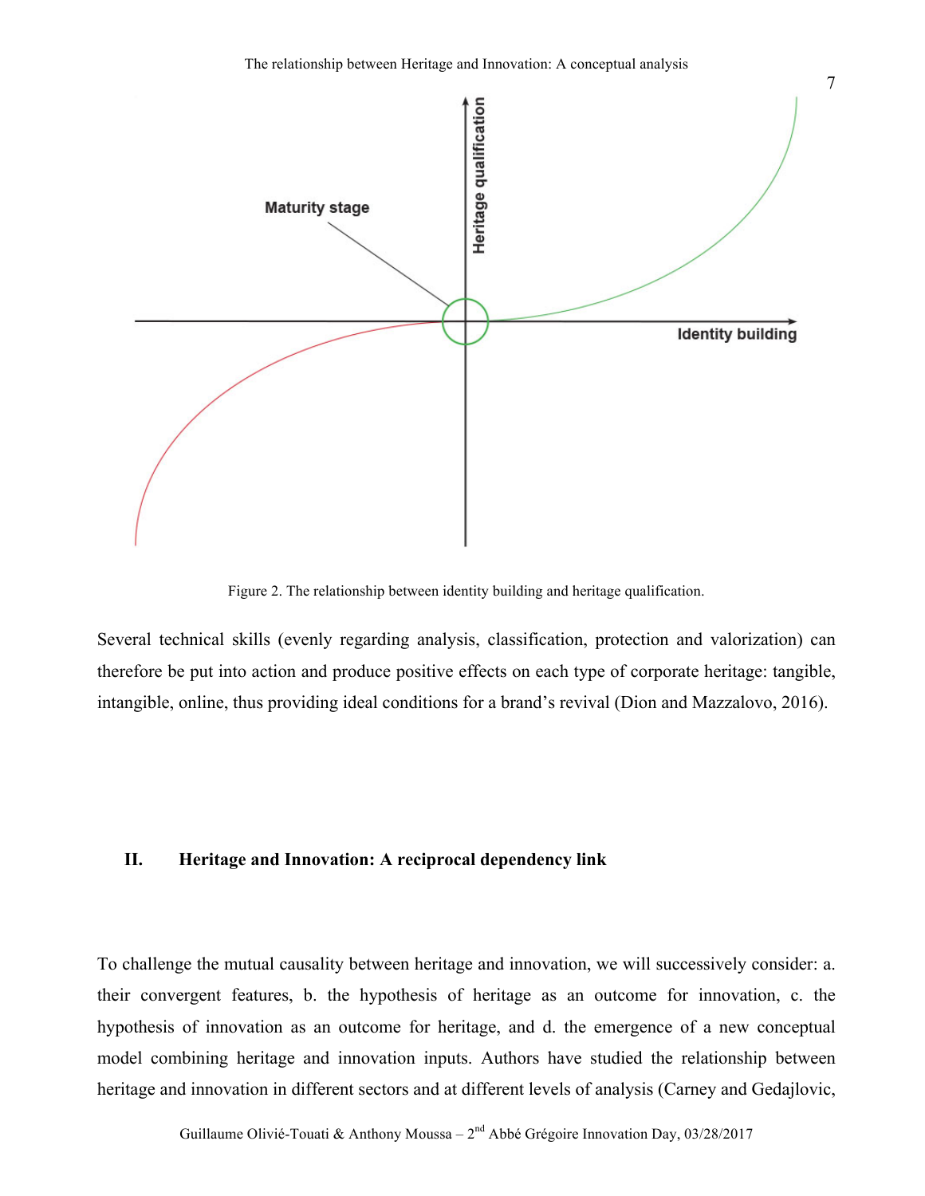Maturity stage

Heritage qualification

Identity building

Figure 2. The relationship between identity building and heritage qualification.

Several technical skills (evenly regarding analysis, classification, protection and valorization) can therefore be put into action and produce positive effects on each type of corporate heritage: tangible, intangible, online, thus providing ideal conditions for a brand's revival (Dion and Mazzalovo, 2016).

## II. Heritage and Innovation: A reciprocal dependency link

To challenge the mutual causality between heritage and innovation, we will successively consider: a. their convergent features, b. the hypothesis of heritage as an outcome for innovation, c. the hypothesis of innovation as an outcome for heritage, and d. the emergence of a new conceptual model combining heritage and innovation inputs. Authors have studied the relationship between heritage and innovation in different sectors and at different levels of analysis (Carney and Gedajlovic,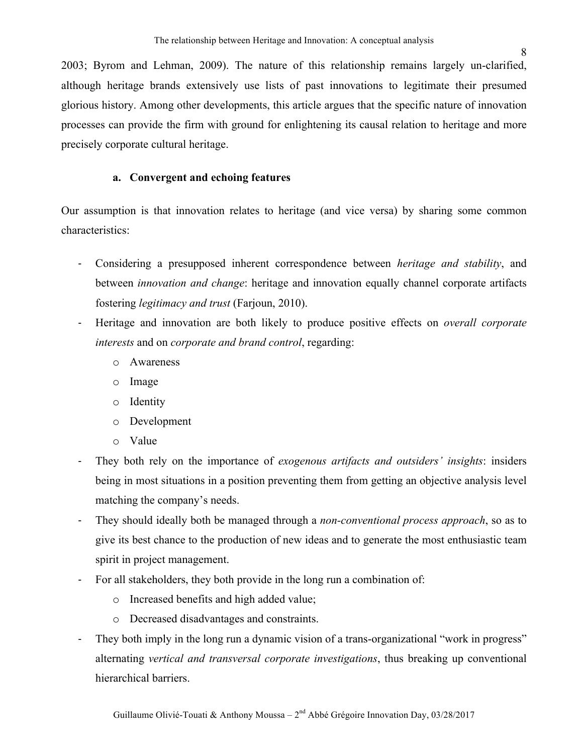2003; Byrom and Lehman, 2009). The nature of this relationship remains largely un-clarified, although heritage brands extensively use lists of past innovations to legitimate their presumed glorious history. Among other developments, this article argues that the specific nature of innovation processes can provide the firm with ground for enlightening its causal relation to heritage and more precisely corporate cultural heritage.

### a. Convergent and echoing features

Our assumption is that innovation relates to heritage (and vice versa) by sharing some common characteristics:

- Considering a presupposed inherent correspondence between *heritage and stability*, and between *innovation and change*: heritage and innovation equally channel corporate artifacts fostering *legitimacy and trust* (Farjoun, 2010).
- Heritage and innovation are both likely to produce positive effects on *overall corporate interests* and on *corporate and brand control*, regarding:
    - Awareness
    - Image
    - Identity
    - Development
    - Value
- They both rely on the importance of *exogenous artifacts and outsiders' insights*: insiders being in most situations in a position preventing them from getting an objective analysis level matching the company's needs.
- They should ideally both be managed through a *non-conventional process approach*, so as to give its best chance to the production of new ideas and to generate the most enthusiastic team spirit in project management.
- For all stakeholders, they both provide in the long run a combination of:
    - Increased benefits and high added value;
    - Decreased disadvantages and constraints.
- They both imply in the long run a dynamic vision of a trans-organizational "work in progress" alternating *vertical and transversal corporate investigations*, thus breaking up conventional hierarchical barriers.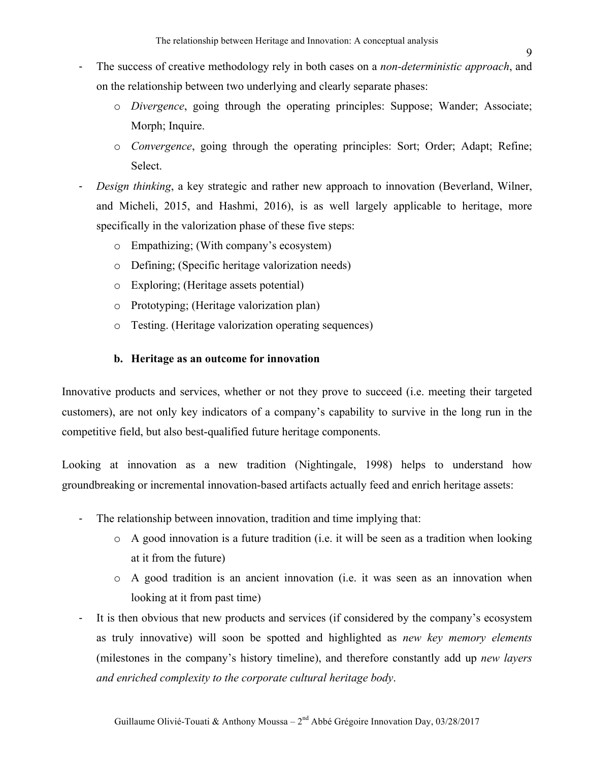- The success of creative methodology rely in both cases on a *non-deterministic approach*, and on the relationship between two underlying and clearly separate phases:
  - *Divergence*, going through the operating principles: Suppose; Wander; Associate; Morph; Inquire.
  - *Convergence*, going through the operating principles: Sort; Order; Adapt; Refine; Select.
- *Design thinking*, a key strategic and rather new approach to innovation (Beverland, Wilner, and Micheli, 2015, and Hashmi, 2016), is as well largely applicable to heritage, more specifically in the valorization phase of these five steps:
  - Empathizing; (With company's ecosystem)
  - Defining; (Specific heritage valorization needs)
  - Exploring; (Heritage assets potential)
  - Prototyping; (Heritage valorization plan)
  - Testing. (Heritage valorization operating sequences)

### b. Heritage as an outcome for innovation

Innovative products and services, whether or not they prove to succeed (i.e. meeting their targeted customers), are not only key indicators of a company's capability to survive in the long run in the competitive field, but also best-qualified future heritage components.

Looking at innovation as a new tradition (Nightingale, 1998) helps to understand how groundbreaking or incremental innovation-based artifacts actually feed and enrich heritage assets:

- The relationship between innovation, tradition and time implying that:
  - A good innovation is a future tradition (i.e. it will be seen as a tradition when looking at it from the future)
  - A good tradition is an ancient innovation (i.e. it was seen as an innovation when looking at it from past time)
- It is then obvious that new products and services (if considered by the company's ecosystem as truly innovative) will soon be spotted and highlighted as *new key memory elements* (milestones in the company's history timeline), and therefore constantly add up *new layers and enriched complexity to the corporate cultural heritage body*.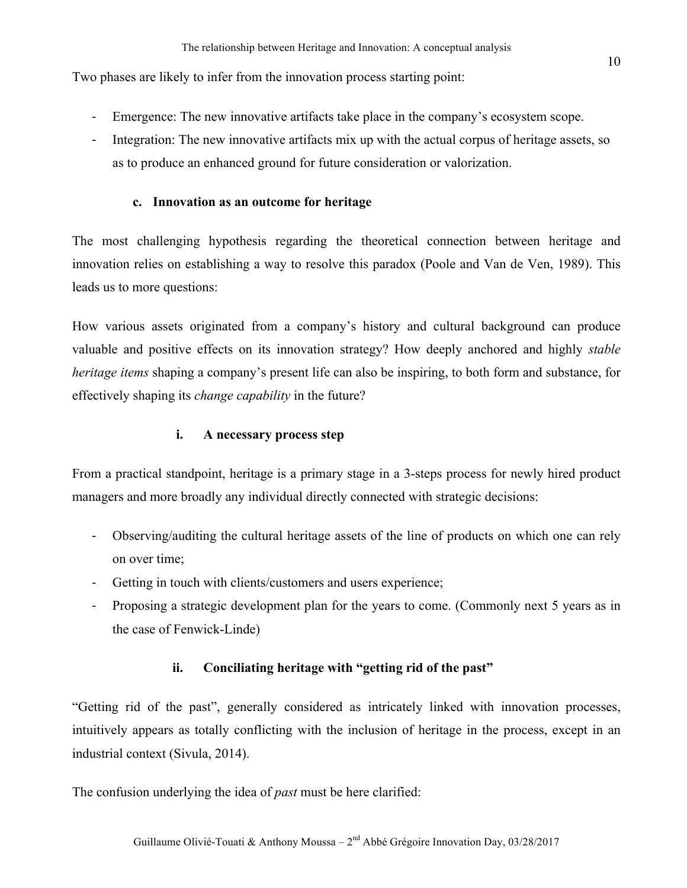Two phases are likely to infer from the innovation process starting point:

- Emergence: The new innovative artifacts take place in the company's ecosystem scope.
- Integration: The new innovative artifacts mix up with the actual corpus of heritage assets, so as to produce an enhanced ground for future consideration or valorization.

### c. Innovation as an outcome for heritage

The most challenging hypothesis regarding the theoretical connection between heritage and innovation relies on establishing a way to resolve this paradox (Poole and Van de Ven, 1989). This leads us to more questions:

How various assets originated from a company's history and cultural background can produce valuable and positive effects on its innovation strategy? How deeply anchored and highly *stable heritage items* shaping a company's present life can also be inspiring, to both form and substance, for effectively shaping its *change capability* in the future?

#### i. A necessary process step

From a practical standpoint, heritage is a primary stage in a 3-steps process for newly hired product managers and more broadly any individual directly connected with strategic decisions:

- Observing/auditing the cultural heritage assets of the line of products on which one can rely on over time;
- Getting in touch with clients/customers and users experience;
- Proposing a strategic development plan for the years to come. (Commonly next 5 years as in the case of Fenwick-Linde)

#### ii. Conciliating heritage with "getting rid of the past"

"Getting rid of the past", generally considered as intricately linked with innovation processes, intuitively appears as totally conflicting with the inclusion of heritage in the process, except in an industrial context (Sivula, 2014).

The confusion underlying the idea of *past* must be here clarified: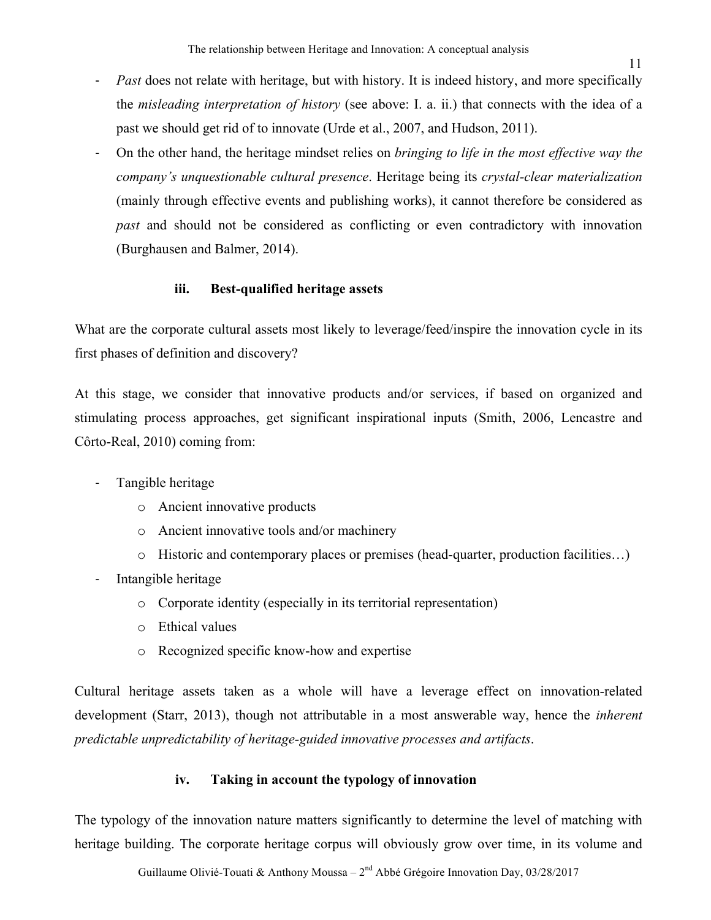- *Past* does not relate with heritage, but with history. It is indeed history, and more specifically the *misleading interpretation of history* (see above: I. a. ii.) that connects with the idea of a past we should get rid of to innovate (Urde et al., 2007, and Hudson, 2011).
- On the other hand, the heritage mindset relies on *bringing to life in the most effective way the company's unquestionable cultural presence*. Heritage being its *crystal-clear materialization* (mainly through effective events and publishing works), it cannot therefore be considered as *past* and should not be considered as conflicting or even contradictory with innovation (Burghausen and Balmer, 2014).

#### iii. Best-qualified heritage assets

What are the corporate cultural assets most likely to leverage/feed/inspire the innovation cycle in its first phases of definition and discovery?

At this stage, we consider that innovative products and/or services, if based on organized and stimulating process approaches, get significant inspirational inputs (Smith, 2006, Lencastre and Côrto-Real, 2010) coming from:

- Tangible heritage
  - Ancient innovative products
  - Ancient innovative tools and/or machinery
  - Historic and contemporary places or premises (head-quarter, production facilities…)
- Intangible heritage
  - Corporate identity (especially in its territorial representation)
  - Ethical values
  - Recognized specific know-how and expertise

Cultural heritage assets taken as a whole will have a leverage effect on innovation-related development (Starr, 2013), though not attributable in a most answerable way, hence the *inherent predictable unpredictability of heritage-guided innovative processes and artifacts*.

#### iv. Taking in account the typology of innovation

The typology of the innovation nature matters significantly to determine the level of matching with heritage building. The corporate heritage corpus will obviously grow over time, in its volume and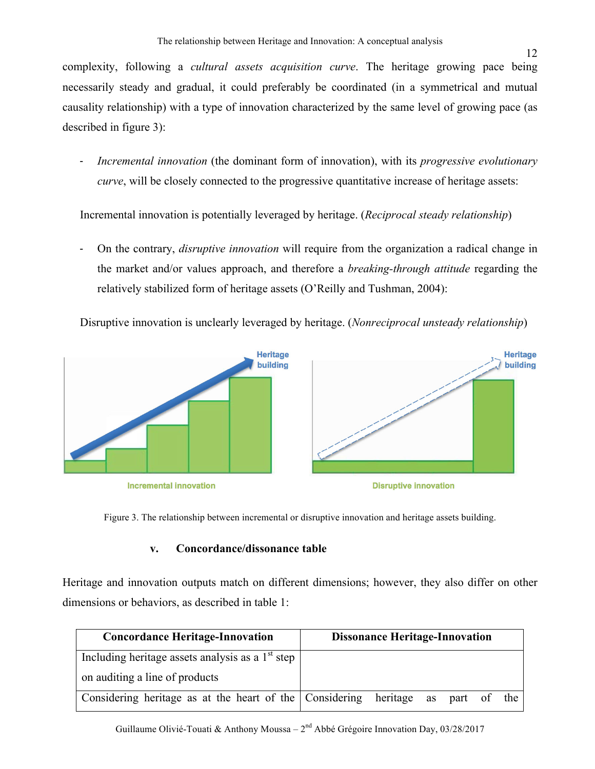complexity, following a *cultural assets acquisition curve*. The heritage growing pace being necessarily steady and gradual, it could preferably be coordinated (in a symmetrical and mutual causality relationship) with a type of innovation characterized by the same level of growing pace (as described in figure 3):

- *Incremental innovation* (the dominant form of innovation), with its *progressive evolutionary curve*, will be closely connected to the progressive quantitative increase of heritage assets:

Incremental innovation is potentially leveraged by heritage. (*Reciprocal steady relationship*)

- On the contrary, *disruptive innovation* will require from the organization a radical change in the market and/or values approach, and therefore a *breaking-through attitude* regarding the relatively stabilized form of heritage assets (O'Reilly and Tushman, 2004):

Disruptive innovation is unclearly leveraged by heritage. (*Nonreciprocal unsteady relationship*)

Heritage building

Incremental innovation

Heritage building

Disruptive innovation

Figure 3. The relationship between incremental or disruptive innovation and heritage assets building.

### v. Concordance/dissonance table

Heritage and innovation outputs match on different dimensions; however, they also differ on other dimensions or behaviors, as described in table 1:

| Concordance Heritage-Innovation | Dissonance Heritage-Innovation |
|---|---|
| Including heritage assets analysis as a 1st step on auditing a line of products | |
| Considering heritage as at the heart of the | Considering heritage as part of the |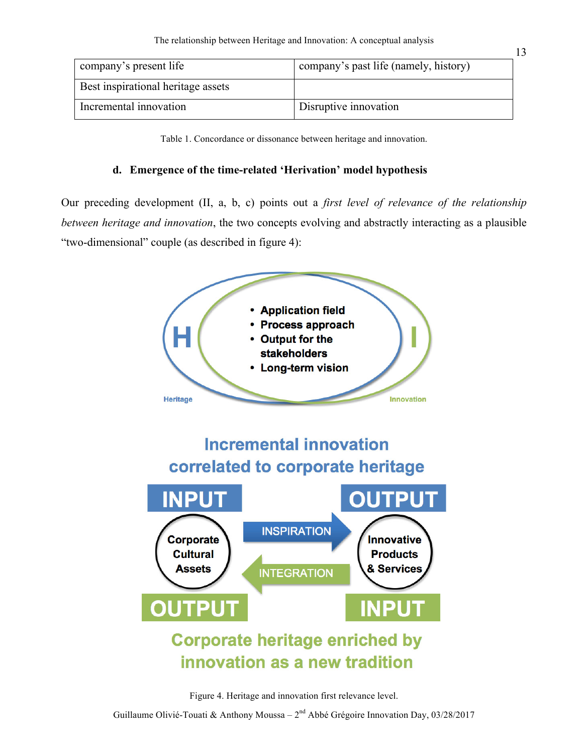| | |
|---|---|
| company's present life | company's past life (namely, history) |
| Best inspirational heritage assets | |
| Incremental innovation | Disruptive innovation |

Table 1. Concordance or dissonance between heritage and innovation.

### d. Emergence of the time-related 'Herivation' model hypothesis

Our preceding development (II, a, b, c) points out a *first level of relevance of the relationship between heritage and innovation*, the two concepts evolving and abstractly interacting as a plausible "two-dimensional" couple (as described in figure 4):

H

I

- Application field
- Process approach
- Output for the stakeholders
- Long-term vision

Heritage

Innovation

Incremental innovation correlated to corporate heritage

INPUT

OUTPUT

Corporate Cultural Assets

INSPIRATION

INTEGRATION

Innovative Products & Services

OUTPUT

INPUT

Corporate heritage enriched by innovation as a new tradition

Figure 4. Heritage and innovation first relevance level.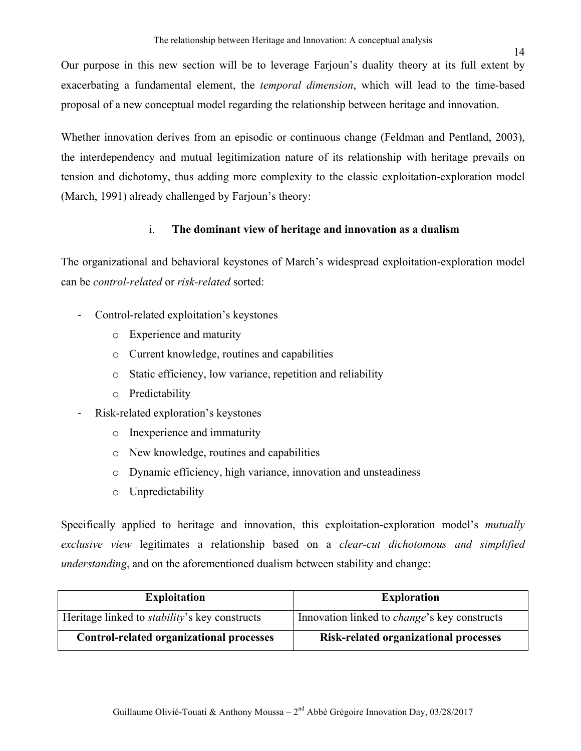Our purpose in this new section will be to leverage Farjoun's duality theory at its full extent by exacerbating a fundamental element, the *temporal dimension*, which will lead to the time-based proposal of a new conceptual model regarding the relationship between heritage and innovation.

Whether innovation derives from an episodic or continuous change (Feldman and Pentland, 2003), the interdependency and mutual legitimization nature of its relationship with heritage prevails on tension and dichotomy, thus adding more complexity to the classic exploitation-exploration model (March, 1991) already challenged by Farjoun's theory:

### i. The dominant view of heritage and innovation as a dualism

The organizational and behavioral keystones of March's widespread exploitation-exploration model can be *control-related* or *risk-related* sorted:

- Control-related exploitation's keystones
  - Experience and maturity
  - Current knowledge, routines and capabilities
  - Static efficiency, low variance, repetition and reliability
  - Predictability
- Risk-related exploration's keystones
  - Inexperience and immaturity
  - New knowledge, routines and capabilities
  - Dynamic efficiency, high variance, innovation and unsteadiness
  - Unpredictability

Specifically applied to heritage and innovation, this exploitation-exploration model's *mutually exclusive view* legitimates a relationship based on a *clear-cut dichotomous and simplified understanding*, and on the aforementioned dualism between stability and change:

| Exploitation | Exploration |
|---|---|
| Heritage linked to *stability*'s key constructs | Innovation linked to *change*'s key constructs |
| **Control-related organizational processes** | **Risk-related organizational processes** |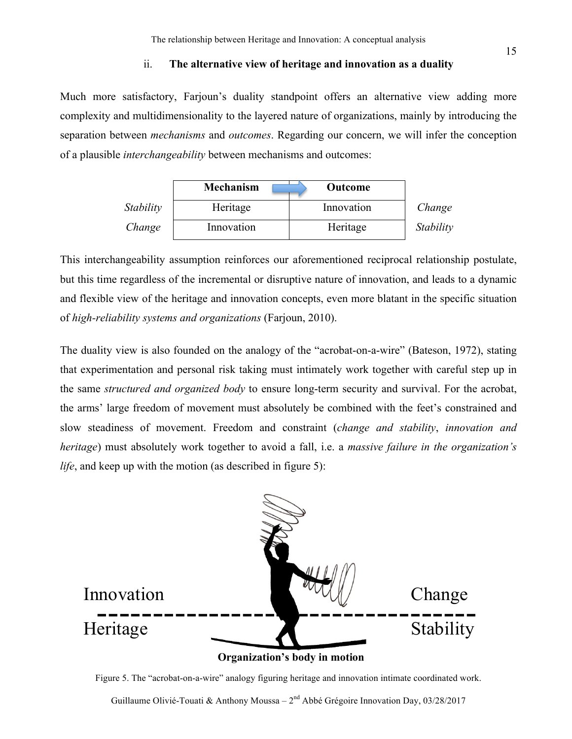### ii. **The alternative view of heritage and innovation as a duality**

Much more satisfactory, Farjoun's duality standpoint offers an alternative view adding more complexity and multidimensionality to the layered nature of organizations, mainly by introducing the separation between *mechanisms* and *outcomes*. Regarding our concern, we will infer the conception of a plausible *interchangeability* between mechanisms and outcomes:

| | **Mechanism** | **Outcome** | |
|---|---|---|---|
| *Stability* | Heritage | Innovation | *Change* |
| *Change* | Innovation | Heritage | *Stability* |

This interchangeability assumption reinforces our aforementioned reciprocal relationship postulate, but this time regardless of the incremental or disruptive nature of innovation, and leads to a dynamic and flexible view of the heritage and innovation concepts, even more blatant in the specific situation of *high-reliability systems and organizations* (Farjoun, 2010).

The duality view is also founded on the analogy of the "acrobat-on-a-wire" (Bateson, 1972), stating that experimentation and personal risk taking must intimately work together with careful step up in the same *structured and organized body* to ensure long-term security and survival. For the acrobat, the arms' large freedom of movement must absolutely be combined with the feet's constrained and slow steadiness of movement. Freedom and constraint (*change and stability*, *innovation and heritage*) must absolutely work together to avoid a fall, i.e. a *massive failure in the organization's life*, and keep up with the motion (as described in figure 5):

Innovation

Change

Heritage

Stability

**Organization's body in motion**

Figure 5. The "acrobat-on-a-wire" analogy figuring heritage and innovation intimate coordinated work.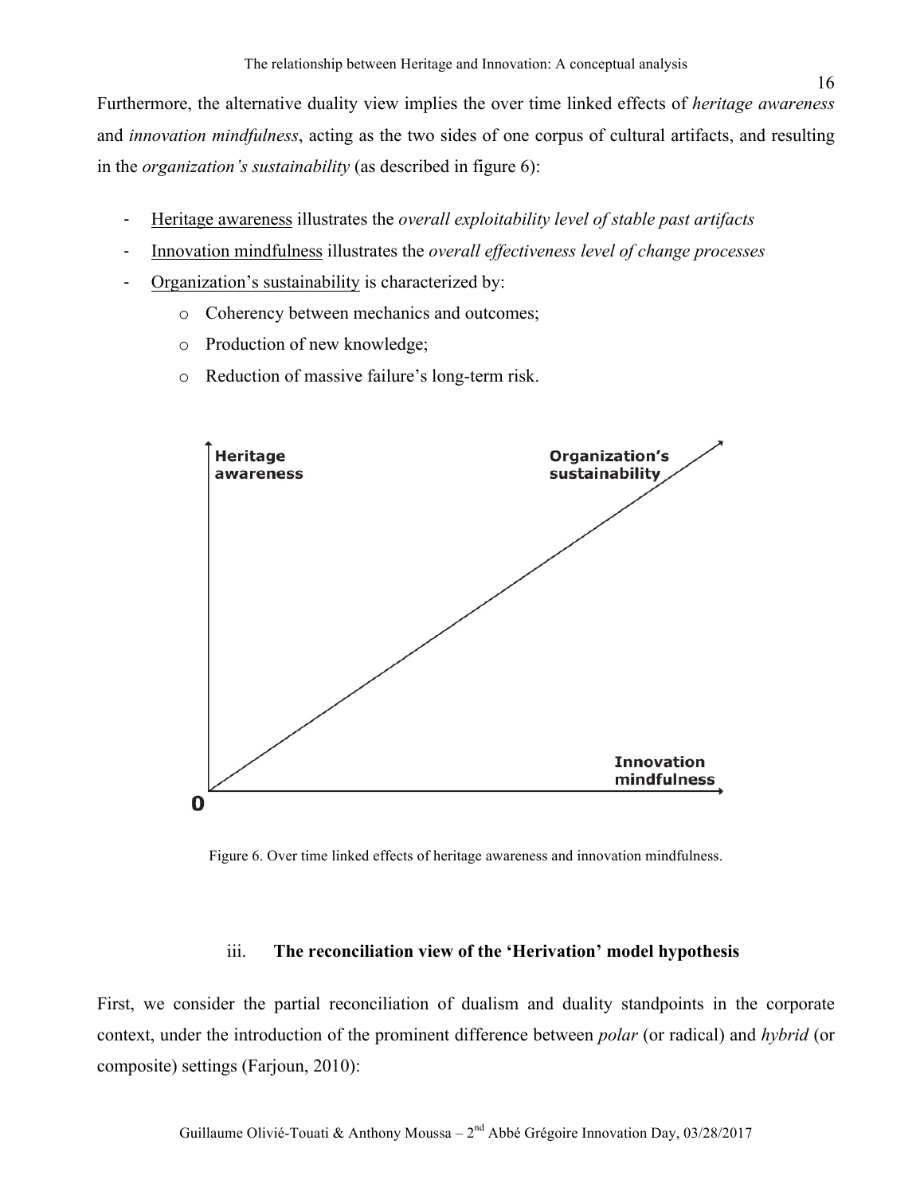Furthermore, the alternative duality view implies the over time linked effects of *heritage awareness* and *innovation mindfulness*, acting as the two sides of one corpus of cultural artifacts, and resulting in the *organization's sustainability* (as described in figure 6):

- Heritage awareness illustrates the *overall exploitability level of stable past artifacts*
- Innovation mindfulness illustrates the *overall effectiveness level of change processes*
- Organization's sustainability is characterized by:
  - Coherency between mechanics and outcomes;
  - Production of new knowledge;
  - Reduction of massive failure's long-term risk.

Heritage awareness

Organization's sustainability

Innovation mindfulness

0

Figure 6. Over time linked effects of heritage awareness and innovation mindfulness.

### iii. The reconciliation view of the 'Herivation' model hypothesis

First, we consider the partial reconciliation of dualism and duality standpoints in the corporate context, under the introduction of the prominent difference between *polar* (or radical) and *hybrid* (or composite) settings (Farjoun, 2010):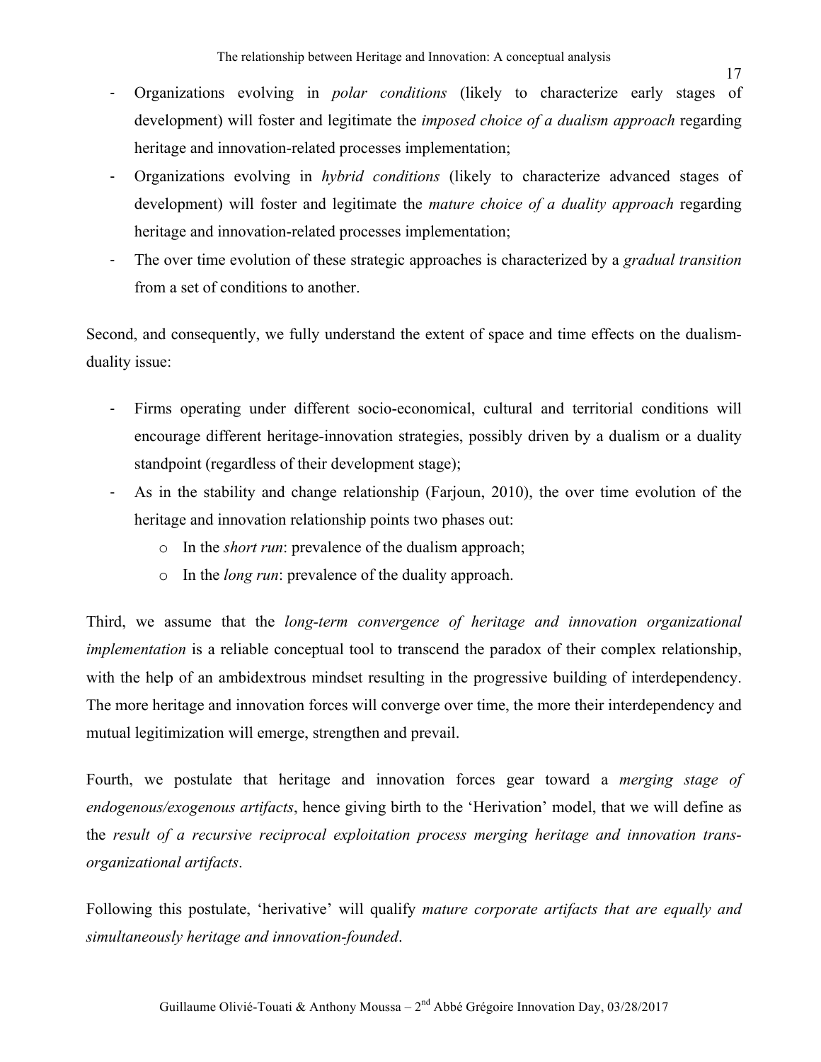- Organizations evolving in *polar conditions* (likely to characterize early stages of development) will foster and legitimate the *imposed choice of a dualism approach* regarding heritage and innovation-related processes implementation;
- Organizations evolving in *hybrid conditions* (likely to characterize advanced stages of development) will foster and legitimate the *mature choice of a duality approach* regarding heritage and innovation-related processes implementation;
- The over time evolution of these strategic approaches is characterized by a *gradual transition* from a set of conditions to another.

Second, and consequently, we fully understand the extent of space and time effects on the dualism-duality issue:

- Firms operating under different socio-economical, cultural and territorial conditions will encourage different heritage-innovation strategies, possibly driven by a dualism or a duality standpoint (regardless of their development stage);
- As in the stability and change relationship (Farjoun, 2010), the over time evolution of the heritage and innovation relationship points two phases out:
    - In the *short run*: prevalence of the dualism approach;
    - In the *long run*: prevalence of the duality approach.

Third, we assume that the *long-term convergence of heritage and innovation organizational implementation* is a reliable conceptual tool to transcend the paradox of their complex relationship, with the help of an ambidextrous mindset resulting in the progressive building of interdependency. The more heritage and innovation forces will converge over time, the more their interdependency and mutual legitimization will emerge, strengthen and prevail.

Fourth, we postulate that heritage and innovation forces gear toward a *merging stage of endogenous/exogenous artifacts*, hence giving birth to the 'Herivation' model, that we will define as the *result of a recursive reciprocal exploitation process merging heritage and innovation trans-organizational artifacts*.

Following this postulate, 'herivative' will qualify *mature corporate artifacts that are equally and simultaneously heritage and innovation-founded*.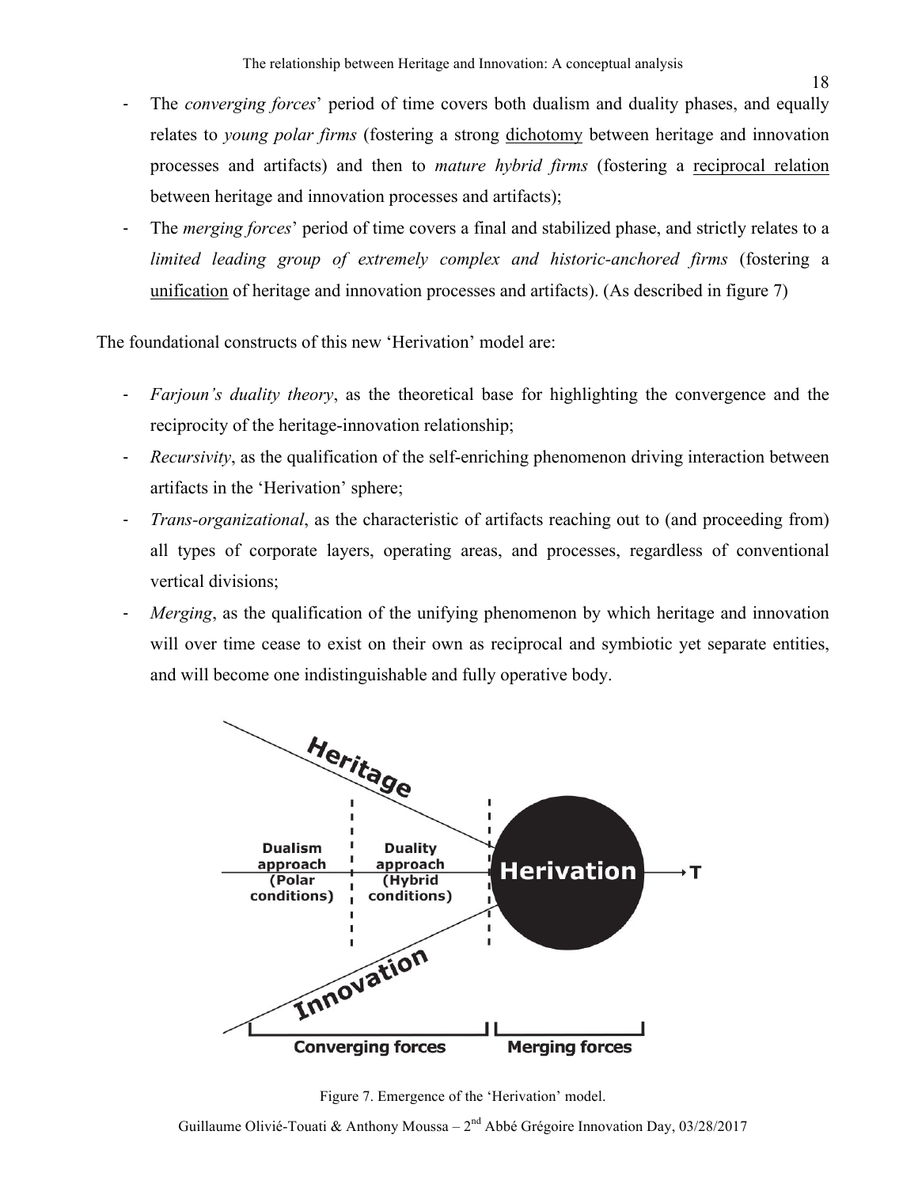- The *converging forces*' period of time covers both dualism and duality phases, and equally relates to *young polar firms* (fostering a strong dichotomy between heritage and innovation processes and artifacts) and then to *mature hybrid firms* (fostering a reciprocal relation between heritage and innovation processes and artifacts);
- The *merging forces*' period of time covers a final and stabilized phase, and strictly relates to a *limited leading group of extremely complex and historic-anchored firms* (fostering a unification of heritage and innovation processes and artifacts). (As described in figure 7)

The foundational constructs of this new 'Herivation' model are:

- *Farjoun's duality theory*, as the theoretical base for highlighting the convergence and the reciprocity of the heritage-innovation relationship;
- *Recursivity*, as the qualification of the self-enriching phenomenon driving interaction between artifacts in the 'Herivation' sphere;
- *Trans-organizational*, as the characteristic of artifacts reaching out to (and proceeding from) all types of corporate layers, operating areas, and processes, regardless of conventional vertical divisions;
- *Merging*, as the qualification of the unifying phenomenon by which heritage and innovation will over time cease to exist on their own as reciprocal and symbiotic yet separate entities, and will become one indistinguishable and fully operative body.

Heritage

Dualism approach (Polar conditions)

Duality approach (Hybrid conditions)

Herivation

T

Innovation

Converging forces

Merging forces

Figure 7. Emergence of the 'Herivation' model.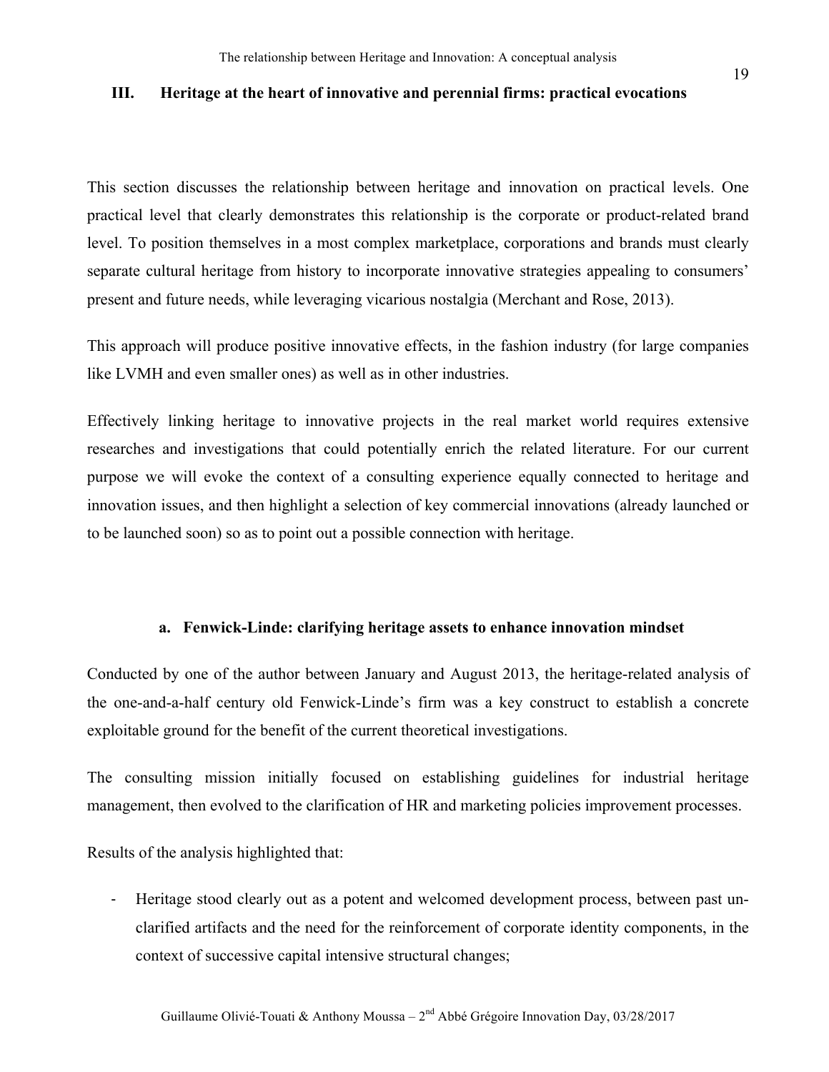## III. Heritage at the heart of innovative and perennial firms: practical evocations

This section discusses the relationship between heritage and innovation on practical levels. One practical level that clearly demonstrates this relationship is the corporate or product-related brand level. To position themselves in a most complex marketplace, corporations and brands must clearly separate cultural heritage from history to incorporate innovative strategies appealing to consumers' present and future needs, while leveraging vicarious nostalgia (Merchant and Rose, 2013).

This approach will produce positive innovative effects, in the fashion industry (for large companies like LVMH and even smaller ones) as well as in other industries.

Effectively linking heritage to innovative projects in the real market world requires extensive researches and investigations that could potentially enrich the related literature. For our current purpose we will evoke the context of a consulting experience equally connected to heritage and innovation issues, and then highlight a selection of key commercial innovations (already launched or to be launched soon) so as to point out a possible connection with heritage.

### a. Fenwick-Linde: clarifying heritage assets to enhance innovation mindset

Conducted by one of the author between January and August 2013, the heritage-related analysis of the one-and-a-half century old Fenwick-Linde's firm was a key construct to establish a concrete exploitable ground for the benefit of the current theoretical investigations.

The consulting mission initially focused on establishing guidelines for industrial heritage management, then evolved to the clarification of HR and marketing policies improvement processes.

Results of the analysis highlighted that:

- Heritage stood clearly out as a potent and welcomed development process, between past un-clarified artifacts and the need for the reinforcement of corporate identity components, in the context of successive capital intensive structural changes;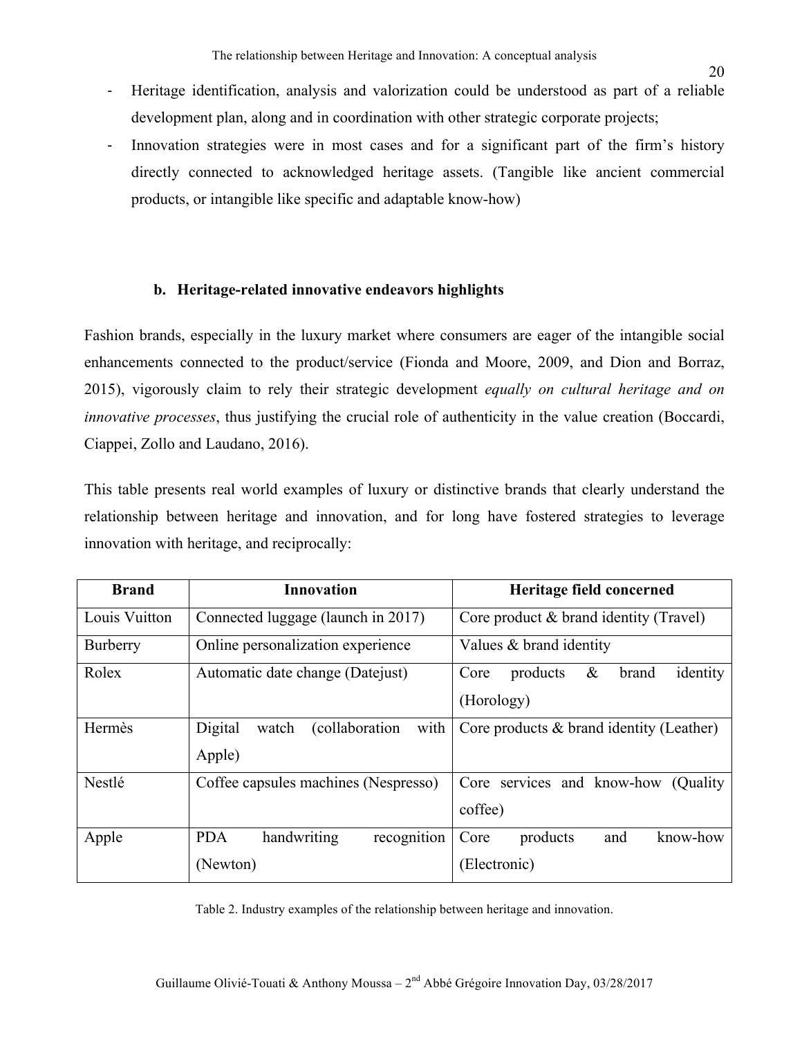- Heritage identification, analysis and valorization could be understood as part of a reliable development plan, along and in coordination with other strategic corporate projects;
- Innovation strategies were in most cases and for a significant part of the firm's history directly connected to acknowledged heritage assets. (Tangible like ancient commercial products, or intangible like specific and adaptable know-how)

### b. Heritage-related innovative endeavors highlights

Fashion brands, especially in the luxury market where consumers are eager of the intangible social enhancements connected to the product/service (Fionda and Moore, 2009, and Dion and Borraz, 2015), vigorously claim to rely their strategic development *equally on cultural heritage and on innovative processes*, thus justifying the crucial role of authenticity in the value creation (Boccardi, Ciappei, Zollo and Laudano, 2016).

This table presents real world examples of luxury or distinctive brands that clearly understand the relationship between heritage and innovation, and for long have fostered strategies to leverage innovation with heritage, and reciprocally:

| Brand | Innovation | Heritage field concerned |
|---|---|---|
| Louis Vuitton | Connected luggage (launch in 2017) | Core product & brand identity (Travel) |
| Burberry | Online personalization experience | Values & brand identity |
| Rolex | Automatic date change (Datejust) | Core products & brand identity (Horology) |
| Hermès | Digital watch (collaboration with Apple) | Core products & brand identity (Leather) |
| Nestlé | Coffee capsules machines (Nespresso) | Core services and know-how (Quality coffee) |
| Apple | PDA handwriting recognition (Newton) | Core products and know-how (Electronic) |

Table 2. Industry examples of the relationship between heritage and innovation.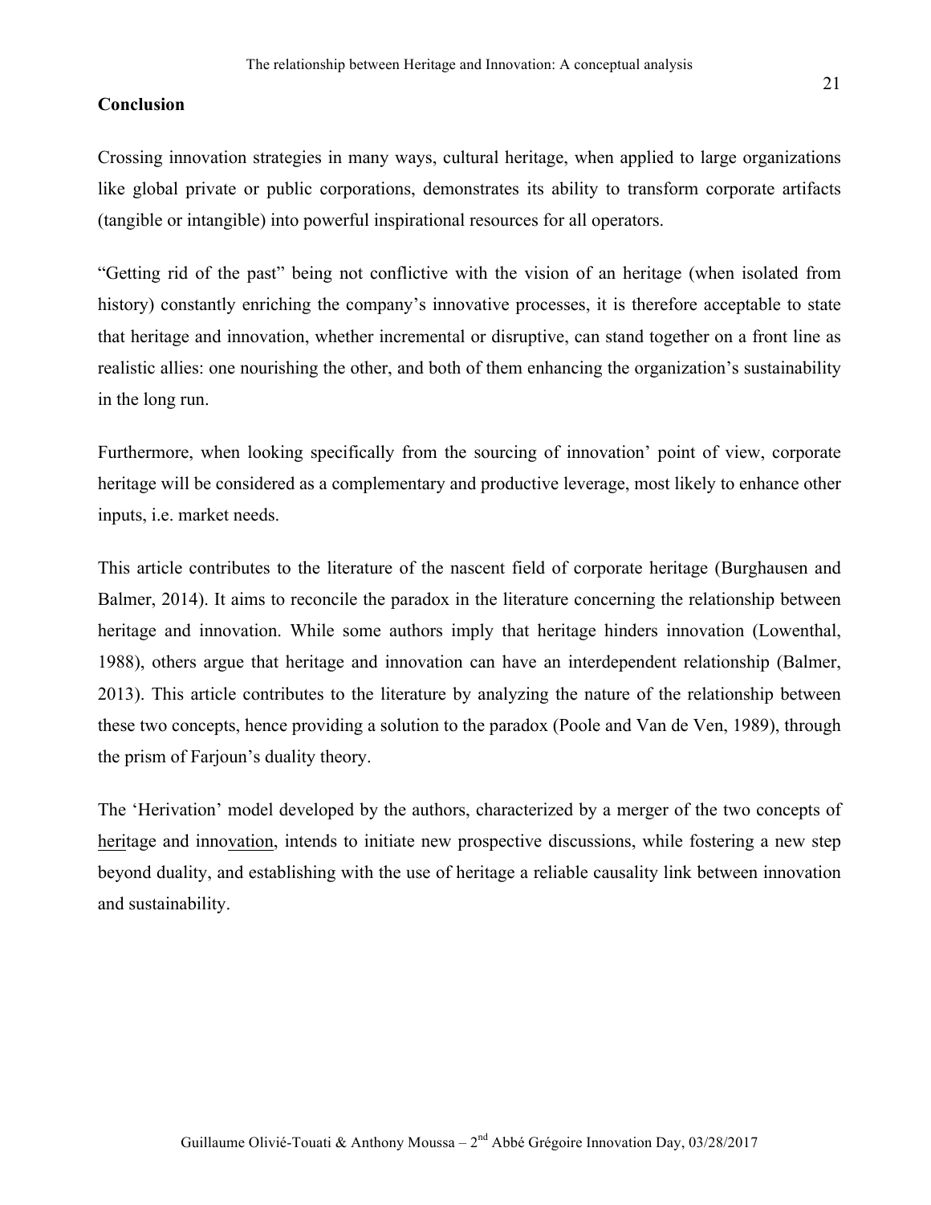## Conclusion

Crossing innovation strategies in many ways, cultural heritage, when applied to large organizations like global private or public corporations, demonstrates its ability to transform corporate artifacts (tangible or intangible) into powerful inspirational resources for all operators.

"Getting rid of the past" being not conflictive with the vision of an heritage (when isolated from history) constantly enriching the company's innovative processes, it is therefore acceptable to state that heritage and innovation, whether incremental or disruptive, can stand together on a front line as realistic allies: one nourishing the other, and both of them enhancing the organization's sustainability in the long run.

Furthermore, when looking specifically from the sourcing of innovation' point of view, corporate heritage will be considered as a complementary and productive leverage, most likely to enhance other inputs, i.e. market needs.

This article contributes to the literature of the nascent field of corporate heritage (Burghausen and Balmer, 2014). It aims to reconcile the paradox in the literature concerning the relationship between heritage and innovation. While some authors imply that heritage hinders innovation (Lowenthal, 1988), others argue that heritage and innovation can have an interdependent relationship (Balmer, 2013). This article contributes to the literature by analyzing the nature of the relationship between these two concepts, hence providing a solution to the paradox (Poole and Van de Ven, 1989), through the prism of Farjoun's duality theory.

The 'Herivation' model developed by the authors, characterized by a merger of the two concepts of <u>heri</u>tage and inno<u>vation</u>, intends to initiate new prospective discussions, while fostering a new step beyond duality, and establishing with the use of heritage a reliable causality link between innovation and sustainability.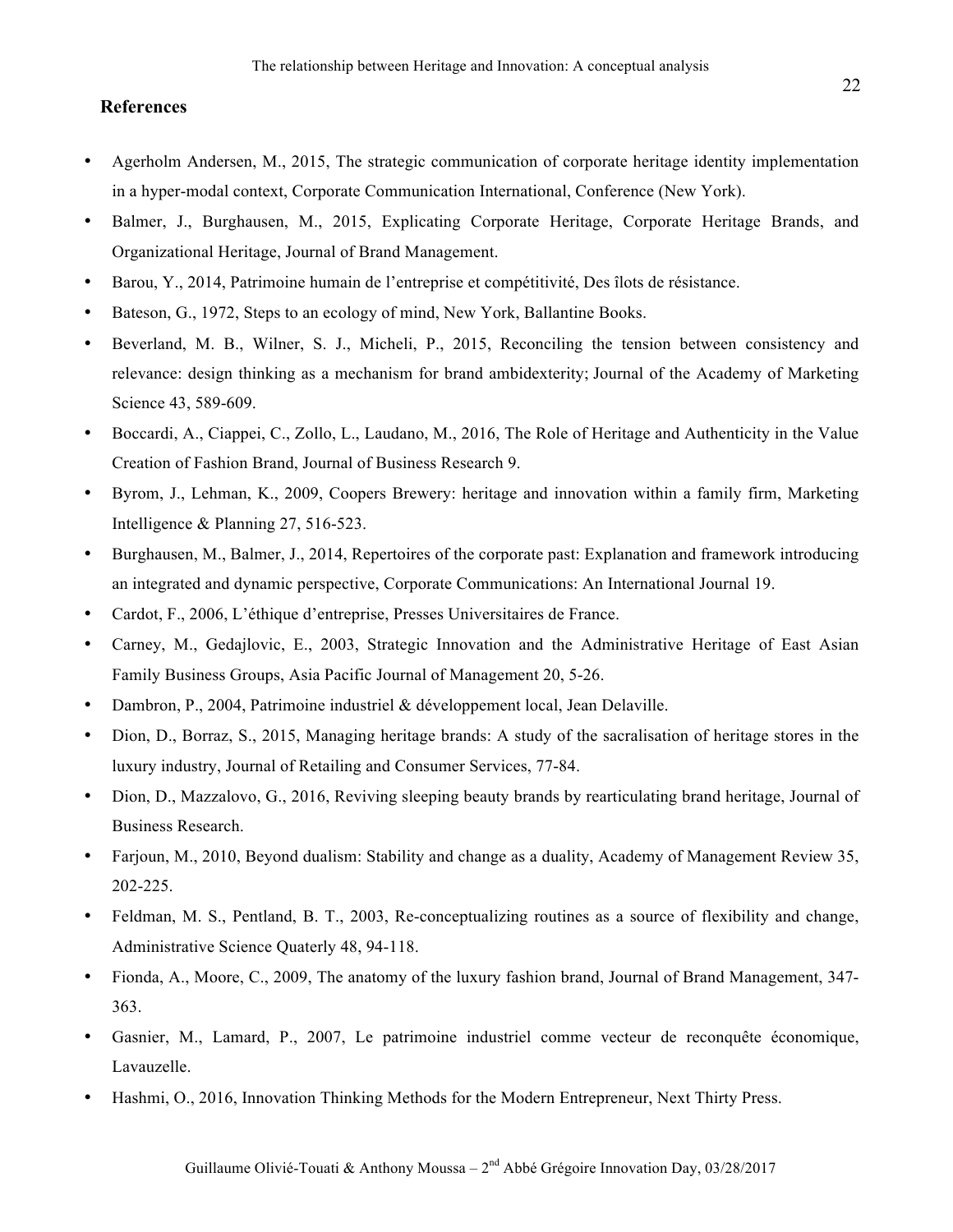## References

- Agerholm Andersen, M., 2015, The strategic communication of corporate heritage identity implementation in a hyper-modal context, Corporate Communication International, Conference (New York).
- Balmer, J., Burghausen, M., 2015, Explicating Corporate Heritage, Corporate Heritage Brands, and Organizational Heritage, Journal of Brand Management.
- Barou, Y., 2014, Patrimoine humain de l'entreprise et compétitivité, Des îlots de résistance.
- Bateson, G., 1972, Steps to an ecology of mind, New York, Ballantine Books.
- Beverland, M. B., Wilner, S. J., Micheli, P., 2015, Reconciling the tension between consistency and relevance: design thinking as a mechanism for brand ambidexterity; Journal of the Academy of Marketing Science 43, 589-609.
- Boccardi, A., Ciappei, C., Zollo, L., Laudano, M., 2016, The Role of Heritage and Authenticity in the Value Creation of Fashion Brand, Journal of Business Research 9.
- Byrom, J., Lehman, K., 2009, Coopers Brewery: heritage and innovation within a family firm, Marketing Intelligence & Planning 27, 516-523.
- Burghausen, M., Balmer, J., 2014, Repertoires of the corporate past: Explanation and framework introducing an integrated and dynamic perspective, Corporate Communications: An International Journal 19.
- Cardot, F., 2006, L'éthique d'entreprise, Presses Universitaires de France.
- Carney, M., Gedajlovic, E., 2003, Strategic Innovation and the Administrative Heritage of East Asian Family Business Groups, Asia Pacific Journal of Management 20, 5-26.
- Dambron, P., 2004, Patrimoine industriel & développement local, Jean Delaville.
- Dion, D., Borraz, S., 2015, Managing heritage brands: A study of the sacralisation of heritage stores in the luxury industry, Journal of Retailing and Consumer Services, 77-84.
- Dion, D., Mazzalovo, G., 2016, Reviving sleeping beauty brands by rearticulating brand heritage, Journal of Business Research.
- Farjoun, M., 2010, Beyond dualism: Stability and change as a duality, Academy of Management Review 35, 202-225.
- Feldman, M. S., Pentland, B. T., 2003, Re-conceptualizing routines as a source of flexibility and change, Administrative Science Quaterly 48, 94-118.
- Fionda, A., Moore, C., 2009, The anatomy of the luxury fashion brand, Journal of Brand Management, 347-363.
- Gasnier, M., Lamard, P., 2007, Le patrimoine industriel comme vecteur de reconquête économique, Lavauzelle.
- Hashmi, O., 2016, Innovation Thinking Methods for the Modern Entrepreneur, Next Thirty Press.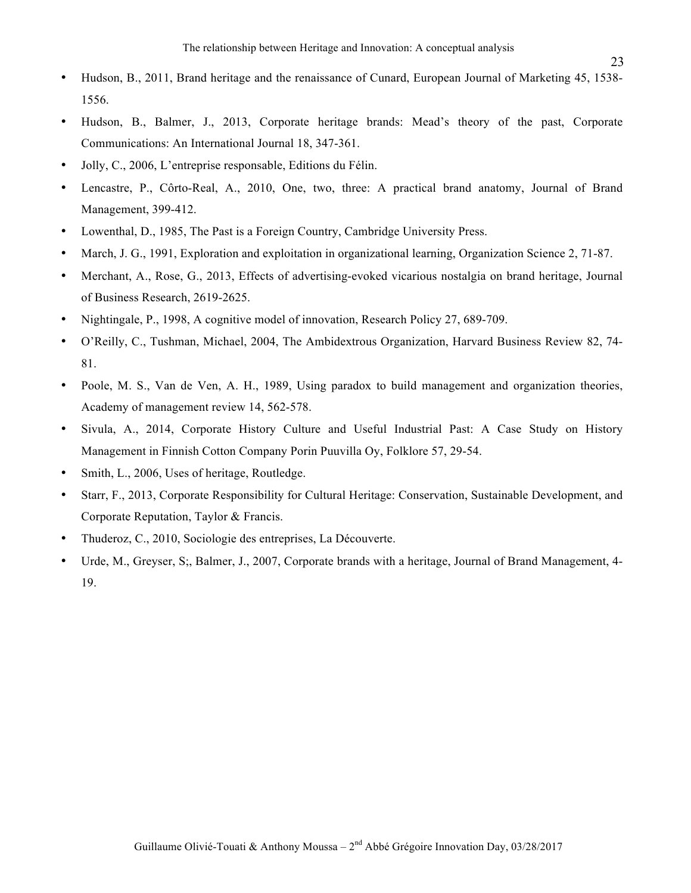- Hudson, B., 2011, Brand heritage and the renaissance of Cunard, European Journal of Marketing 45, 1538-1556.
- Hudson, B., Balmer, J., 2013, Corporate heritage brands: Mead's theory of the past, Corporate Communications: An International Journal 18, 347-361.
- Jolly, C., 2006, L'entreprise responsable, Editions du Félin.
- Lencastre, P., Côrto-Real, A., 2010, One, two, three: A practical brand anatomy, Journal of Brand Management, 399-412.
- Lowenthal, D., 1985, The Past is a Foreign Country, Cambridge University Press.
- March, J. G., 1991, Exploration and exploitation in organizational learning, Organization Science 2, 71-87.
- Merchant, A., Rose, G., 2013, Effects of advertising-evoked vicarious nostalgia on brand heritage, Journal of Business Research, 2619-2625.
- Nightingale, P., 1998, A cognitive model of innovation, Research Policy 27, 689-709.
- O'Reilly, C., Tushman, Michael, 2004, The Ambidextrous Organization, Harvard Business Review 82, 74-81.
- Poole, M. S., Van de Ven, A. H., 1989, Using paradox to build management and organization theories, Academy of management review 14, 562-578.
- Sivula, A., 2014, Corporate History Culture and Useful Industrial Past: A Case Study on History Management in Finnish Cotton Company Porin Puuvilla Oy, Folklore 57, 29-54.
- Smith, L., 2006, Uses of heritage, Routledge.
- Starr, F., 2013, Corporate Responsibility for Cultural Heritage: Conservation, Sustainable Development, and Corporate Reputation, Taylor & Francis.
- Thuderoz, C., 2010, Sociologie des entreprises, La Découverte.
- Urde, M., Greyser, S;, Balmer, J., 2007, Corporate brands with a heritage, Journal of Brand Management, 4-19.